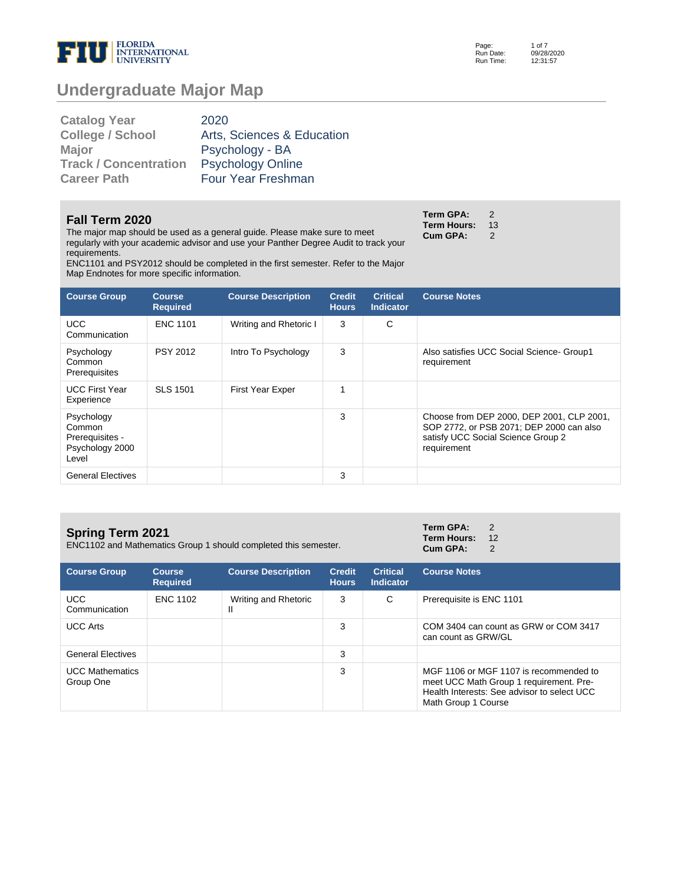# Undergraduate Major Map

| | |
|---|---|
| **Catalog Year** | 2020 |
| **College / School** | Arts, Sciences & Education |
| **Major** | Psychology - BA |
| **Track / Concentration** | Psychology Online |
| **Career Path** | Four Year Freshman |

## Fall Term 2020

**Term GPA:** 2
**Term Hours:** 13
**Cum GPA:** 2

The major map should be used as a general guide. Please make sure to meet regularly with your academic advisor and use your Panther Degree Audit to track your requirements.
ENC1101 and PSY2012 should be completed in the first semester. Refer to the Major Map Endnotes for more specific information.

| Course Group | Course Required | Course Description | Credit Hours | Critical Indicator | Course Notes |
|---|---|---|---|---|---|
| UCC Communication | ENC 1101 | Writing and Rhetoric I | 3 | C | |
| Psychology Common Prerequisites | PSY 2012 | Intro To Psychology | 3 | | Also satisfies UCC Social Science- Group1 requirement |
| UCC First Year Experience | SLS 1501 | First Year Exper | 1 | | |
| Psychology Common Prerequisites - Psychology 2000 Level | | | 3 | | Choose from DEP 2000, DEP 2001, CLP 2001, SOP 2772, or PSB 2071; DEP 2000 can also satisfy UCC Social Science Group 2 requirement |
| General Electives | | | 3 | | |

## Spring Term 2021

**Term GPA:** 2
**Term Hours:** 12
**Cum GPA:** 2

ENC1102 and Mathematics Group 1 should completed this semester.

| Course Group | Course Required | Course Description | Credit Hours | Critical Indicator | Course Notes |
|---|---|---|---|---|---|
| UCC Communication | ENC 1102 | Writing and Rhetoric II | 3 | C | Prerequisite is ENC 1101 |
| UCC Arts | | | 3 | | COM 3404 can count as GRW or COM 3417 can count as GRW/GL |
| General Electives | | | 3 | | |
| UCC Mathematics Group One | | | 3 | | MGF 1106 or MGF 1107 is recommended to meet UCC Math Group 1 requirement. Pre-Health Interests: See advisor to select UCC Math Group 1 Course |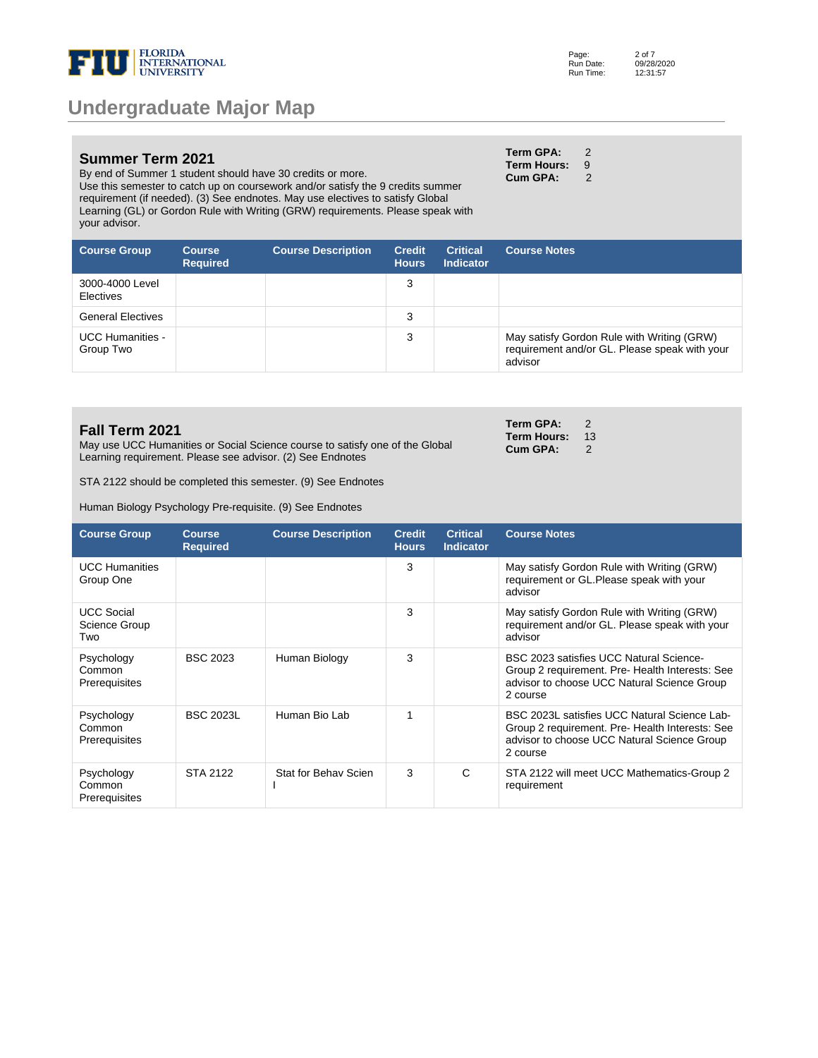# Undergraduate Major Map

## Summer Term 2021

By end of Summer 1 student should have 30 credits or more.
Use this semester to catch up on coursework and/or satisfy the 9 credits summer requirement (if needed). (3) See endnotes. May use electives to satisfy Global Learning (GL) or Gordon Rule with Writing (GRW) requirements. Please speak with your advisor.

**Term GPA:** 2
**Term Hours:** 9
**Cum GPA:** 2

| Course Group | Course Required | Course Description | Credit Hours | Critical Indicator | Course Notes |
|---|---|---|---|---|---|
| 3000-4000 Level Electives | | | 3 | | |
| General Electives | | | 3 | | |
| UCC Humanities - Group Two | | | 3 | | May satisfy Gordon Rule with Writing (GRW) requirement and/or GL. Please speak with your advisor |

## Fall Term 2021

May use UCC Humanities or Social Science course to satisfy one of the Global Learning requirement. Please see advisor. (2) See Endnotes

STA 2122 should be completed this semester. (9) See Endnotes

Human Biology Psychology Pre-requisite. (9) See Endnotes

**Term GPA:** 2
**Term Hours:** 13
**Cum GPA:** 2

| Course Group | Course Required | Course Description | Credit Hours | Critical Indicator | Course Notes |
|---|---|---|---|---|---|
| UCC Humanities Group One | | | 3 | | May satisfy Gordon Rule with Writing (GRW) requirement or GL.Please speak with your advisor |
| UCC Social Science Group Two | | | 3 | | May satisfy Gordon Rule with Writing (GRW) requirement and/or GL. Please speak with your advisor |
| Psychology Common Prerequisites | BSC 2023 | Human Biology | 3 | | BSC 2023 satisfies UCC Natural Science-Group 2 requirement. Pre- Health Interests: See advisor to choose UCC Natural Science Group 2 course |
| Psychology Common Prerequisites | BSC 2023L | Human Bio Lab | 1 | | BSC 2023L satisfies UCC Natural Science Lab-Group 2 requirement. Pre- Health Interests: See advisor to choose UCC Natural Science Group 2 course |
| Psychology Common Prerequisites | STA 2122 | Stat for Behav Scien I | 3 | C | STA 2122 will meet UCC Mathematics-Group 2 requirement |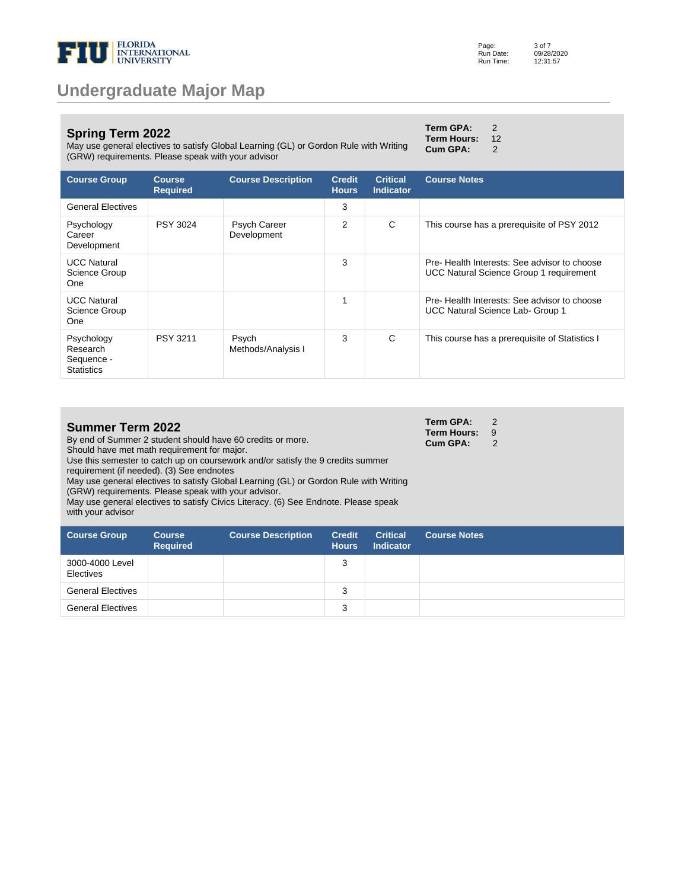# Undergraduate Major Map

## Spring Term 2022

May use general electives to satisfy Global Learning (GL) or Gordon Rule with Writing (GRW) requirements. Please speak with your advisor

**Term GPA:** 2
**Term Hours:** 12
**Cum GPA:** 2

| Course Group | Course Required | Course Description | Credit Hours | Critical Indicator | Course Notes |
|---|---|---|---|---|---|
| General Electives | | | 3 | | |
| Psychology Career Development | PSY 3024 | Psych Career Development | 2 | C | This course has a prerequisite of PSY 2012 |
| UCC Natural Science Group One | | | 3 | | Pre- Health Interests: See advisor to choose UCC Natural Science Group 1 requirement |
| UCC Natural Science Group One | | | 1 | | Pre- Health Interests: See advisor to choose UCC Natural Science Lab- Group 1 |
| Psychology Research Sequence - Statistics | PSY 3211 | Psych Methods/Analysis I | 3 | C | This course has a prerequisite of Statistics I |

## Summer Term 2022

By end of Summer 2 student should have 60 credits or more.
Should have met math requirement for major.
Use this semester to catch up on coursework and/or satisfy the 9 credits summer requirement (if needed). (3) See endnotes
May use general electives to satisfy Global Learning (GL) or Gordon Rule with Writing (GRW) requirements. Please speak with your advisor.
May use general electives to satisfy Civics Literacy. (6) See Endnote. Please speak with your advisor

**Term GPA:** 2
**Term Hours:** 9
**Cum GPA:** 2

| Course Group | Course Required | Course Description | Credit Hours | Critical Indicator | Course Notes |
|---|---|---|---|---|---|
| 3000-4000 Level Electives | | | 3 | | |
| General Electives | | | 3 | | |
| General Electives | | | 3 | | |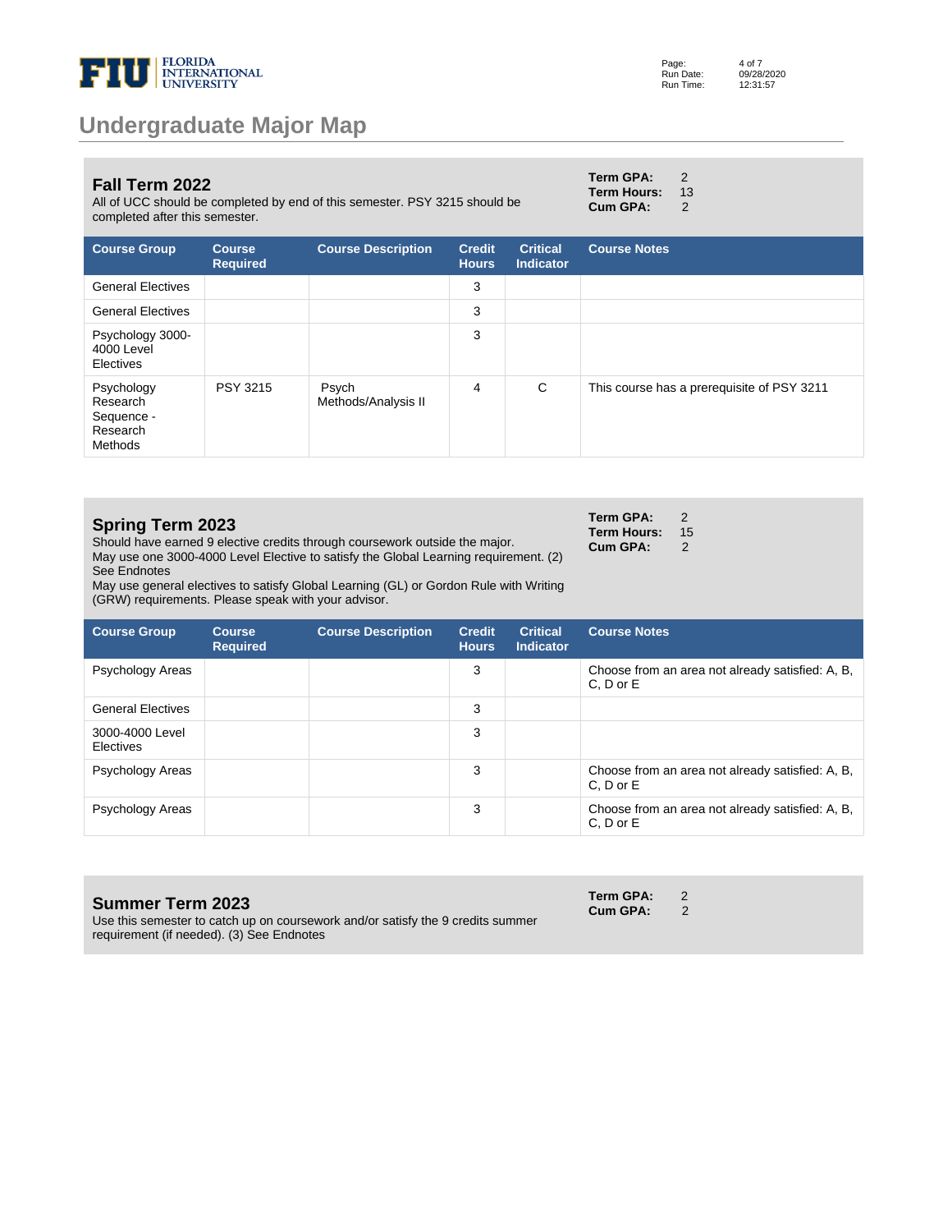# Undergraduate Major Map

## Fall Term 2022

All of UCC should be completed by end of this semester. PSY 3215 should be completed after this semester.

**Term GPA:** 2
**Term Hours:** 13
**Cum GPA:** 2

| Course Group | Course Required | Course Description | Credit Hours | Critical Indicator | Course Notes |
|---|---|---|---|---|---|
| General Electives | | | 3 | | |
| General Electives | | | 3 | | |
| Psychology 3000-4000 Level Electives | | | 3 | | |
| Psychology Research Sequence - Research Methods | PSY 3215 | Psych Methods/Analysis II | 4 | C | This course has a prerequisite of PSY 3211 |

## Spring Term 2023

Should have earned 9 elective credits through coursework outside the major.
May use one 3000-4000 Level Elective to satisfy the Global Learning requirement. (2) See Endnotes
May use general electives to satisfy Global Learning (GL) or Gordon Rule with Writing (GRW) requirements. Please speak with your advisor.

**Term GPA:** 2
**Term Hours:** 15
**Cum GPA:** 2

| Course Group | Course Required | Course Description | Credit Hours | Critical Indicator | Course Notes |
|---|---|---|---|---|---|
| Psychology Areas | | | 3 | | Choose from an area not already satisfied: A, B, C, D or E |
| General Electives | | | 3 | | |
| 3000-4000 Level Electives | | | 3 | | |
| Psychology Areas | | | 3 | | Choose from an area not already satisfied: A, B, C, D or E |
| Psychology Areas | | | 3 | | Choose from an area not already satisfied: A, B, C, D or E |

## Summer Term 2023

Use this semester to catch up on coursework and/or satisfy the 9 credits summer requirement (if needed). (3) See Endnotes

**Term GPA:** 2
**Cum GPA:** 2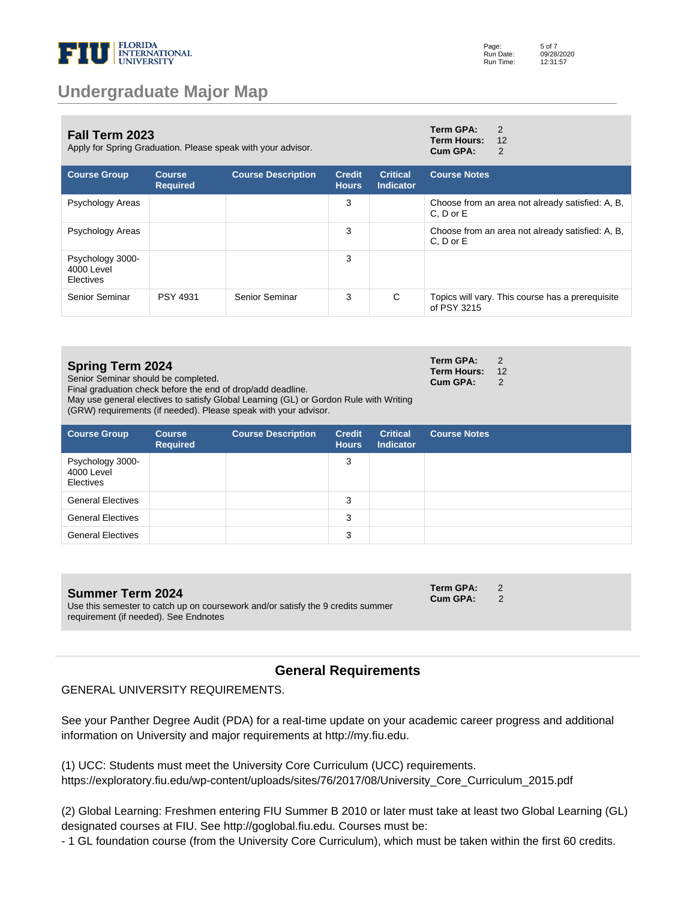# Undergraduate Major Map

## Fall Term 2023

Apply for Spring Graduation. Please speak with your advisor.

**Term GPA:** 2
**Term Hours:** 12
**Cum GPA:** 2

| Course Group | Course Required | Course Description | Credit Hours | Critical Indicator | Course Notes |
|---|---|---|---|---|---|
| Psychology Areas | | | 3 | | Choose from an area not already satisfied: A, B, C, D or E |
| Psychology Areas | | | 3 | | Choose from an area not already satisfied: A, B, C, D or E |
| Psychology 3000-4000 Level Electives | | | 3 | | |
| Senior Seminar | PSY 4931 | Senior Seminar | 3 | C | Topics will vary. This course has a prerequisite of PSY 3215 |

## Spring Term 2024

Senior Seminar should be completed.
Final graduation check before the end of drop/add deadline.
May use general electives to satisfy Global Learning (GL) or Gordon Rule with Writing (GRW) requirements (if needed). Please speak with your advisor.

**Term GPA:** 2
**Term Hours:** 12
**Cum GPA:** 2

| Course Group | Course Required | Course Description | Credit Hours | Critical Indicator | Course Notes |
|---|---|---|---|---|---|
| Psychology 3000-4000 Level Electives | | | 3 | | |
| General Electives | | | 3 | | |
| General Electives | | | 3 | | |
| General Electives | | | 3 | | |

## Summer Term 2024

Use this semester to catch up on coursework and/or satisfy the 9 credits summer requirement (if needed). See Endnotes

**Term GPA:** 2
**Cum GPA:** 2

## General Requirements

GENERAL UNIVERSITY REQUIREMENTS.

See your Panther Degree Audit (PDA) for a real-time update on your academic career progress and additional information on University and major requirements at http://my.fiu.edu.

(1) UCC: Students must meet the University Core Curriculum (UCC) requirements. https://exploratory.fiu.edu/wp-content/uploads/sites/76/2017/08/University_Core_Curriculum_2015.pdf

(2) Global Learning: Freshmen entering FIU Summer B 2010 or later must take at least two Global Learning (GL) designated courses at FIU. See http://goglobal.fiu.edu. Courses must be:
- 1 GL foundation course (from the University Core Curriculum), which must be taken within the first 60 credits.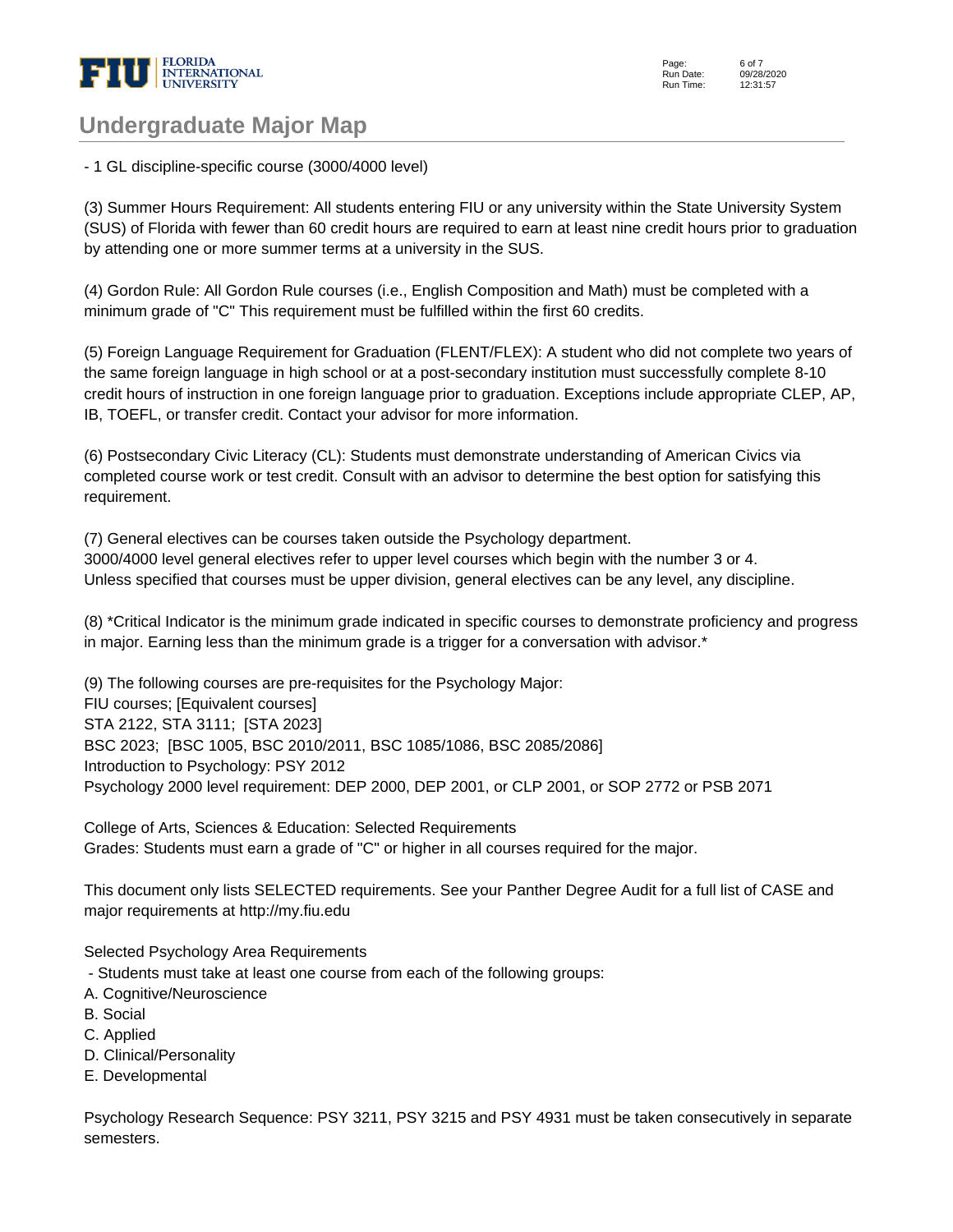- 1 GL discipline-specific course (3000/4000 level)

(3) Summer Hours Requirement: All students entering FIU or any university within the State University System (SUS) of Florida with fewer than 60 credit hours are required to earn at least nine credit hours prior to graduation by attending one or more summer terms at a university in the SUS.

(4) Gordon Rule: All Gordon Rule courses (i.e., English Composition and Math) must be completed with a minimum grade of "C" This requirement must be fulfilled within the first 60 credits.

(5) Foreign Language Requirement for Graduation (FLENT/FLEX): A student who did not complete two years of the same foreign language in high school or at a post-secondary institution must successfully complete 8-10 credit hours of instruction in one foreign language prior to graduation. Exceptions include appropriate CLEP, AP, IB, TOEFL, or transfer credit. Contact your advisor for more information.

(6) Postsecondary Civic Literacy (CL): Students must demonstrate understanding of American Civics via completed course work or test credit. Consult with an advisor to determine the best option for satisfying this requirement.

(7) General electives can be courses taken outside the Psychology department.
3000/4000 level general electives refer to upper level courses which begin with the number 3 or 4.
Unless specified that courses must be upper division, general electives can be any level, any discipline.

(8) *Critical Indicator is the minimum grade indicated in specific courses to demonstrate proficiency and progress in major. Earning less than the minimum grade is a trigger for a conversation with advisor.*

(9) The following courses are pre-requisites for the Psychology Major:
FIU courses; [Equivalent courses]
STA 2122, STA 3111; [STA 2023]
BSC 2023; [BSC 1005, BSC 2010/2011, BSC 1085/1086, BSC 2085/2086]
Introduction to Psychology: PSY 2012
Psychology 2000 level requirement: DEP 2000, DEP 2001, or CLP 2001, or SOP 2772 or PSB 2071

College of Arts, Sciences & Education: Selected Requirements
Grades: Students must earn a grade of "C" or higher in all courses required for the major.

This document only lists SELECTED requirements. See your Panther Degree Audit for a full list of CASE and major requirements at http://my.fiu.edu

Selected Psychology Area Requirements
- Students must take at least one course from each of the following groups:

A. Cognitive/Neuroscience
B. Social
C. Applied
D. Clinical/Personality
E. Developmental

Psychology Research Sequence: PSY 3211, PSY 3215 and PSY 4931 must be taken consecutively in separate semesters.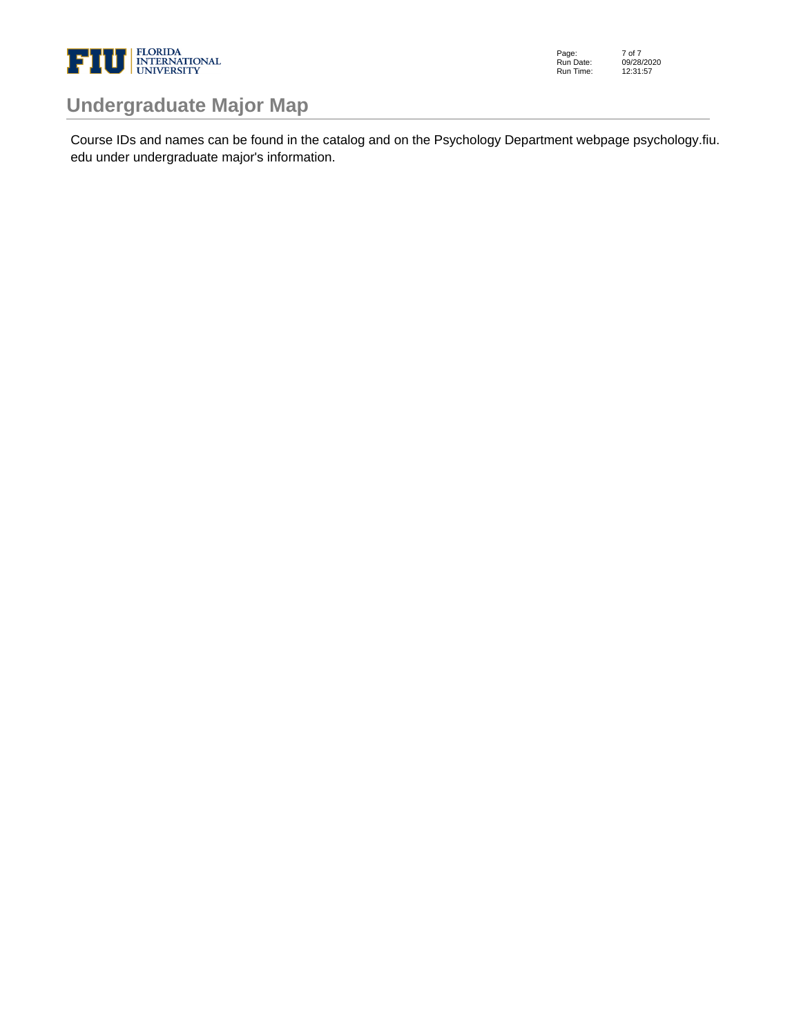# Undergraduate Major Map

Course IDs and names can be found in the catalog and on the Psychology Department webpage psychology.fiu.edu under undergraduate major's information.